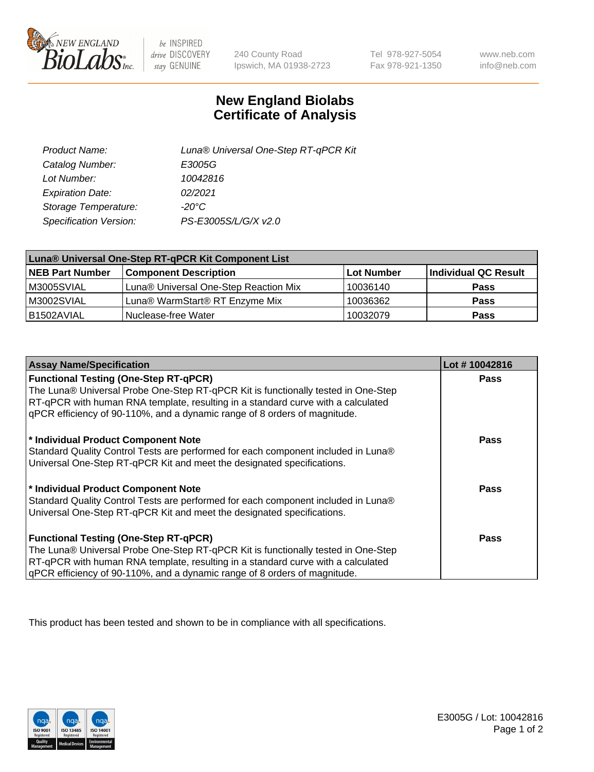# New England Biolabs Certificate of Analysis

| | |
|---|---|
| Product Name: | Luna® Universal One-Step RT-qPCR Kit |
| Catalog Number: | E3005G |
| Lot Number: | 10042816 |
| Expiration Date: | 02/2021 |
| Storage Temperature: | -20°C |
| Specification Version: | PS-E3005S/L/G/X v2.0 |

| Luna® Universal One-Step RT-qPCR Kit Component List | | | |
|---|---|---|---|
| **NEB Part Number** | **Component Description** | **Lot Number** | **Individual QC Result** |
| M3005SVIAL | Luna® Universal One-Step Reaction Mix | 10036140 | **Pass** |
| M3002SVIAL | Luna® WarmStart® RT Enzyme Mix | 10036362 | **Pass** |
| B1502AVIAL | Nuclease-free Water | 10032079 | **Pass** |

| Assay Name/Specification | Lot # 10042816 |
|---|---|
| **Functional Testing (One-Step RT-qPCR)** The Luna® Universal Probe One-Step RT-qPCR Kit is functionally tested in One-Step RT-qPCR with human RNA template, resulting in a standard curve with a calculated qPCR efficiency of 90-110%, and a dynamic range of 8 orders of magnitude. | **Pass** |
| **\* Individual Product Component Note** Standard Quality Control Tests are performed for each component included in Luna® Universal One-Step RT-qPCR Kit and meet the designated specifications. | **Pass** |
| **\* Individual Product Component Note** Standard Quality Control Tests are performed for each component included in Luna® Universal One-Step RT-qPCR Kit and meet the designated specifications. | **Pass** |
| **Functional Testing (One-Step RT-qPCR)** The Luna® Universal Probe One-Step RT-qPCR Kit is functionally tested in One-Step RT-qPCR with human RNA template, resulting in a standard curve with a calculated qPCR efficiency of 90-110%, and a dynamic range of 8 orders of magnitude. | **Pass** |

This product has been tested and shown to be in compliance with all specifications.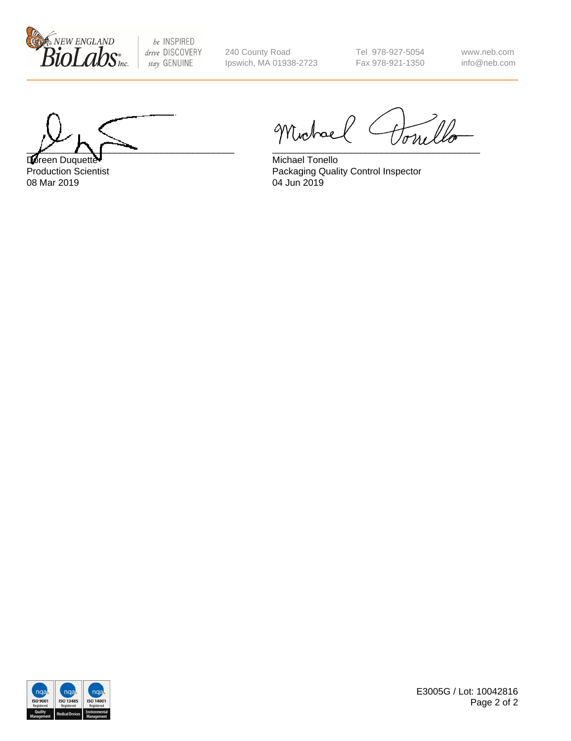240 County Road
Ipswich, MA 01938-2723

Tel 978-927-5054
Fax 978-921-1350

www.neb.com
info@neb.com

Doreen Duquette
Production Scientist
08 Mar 2019

Michael Tonello
Packaging Quality Control Inspector
04 Jun 2019

E3005G / Lot: 10042816